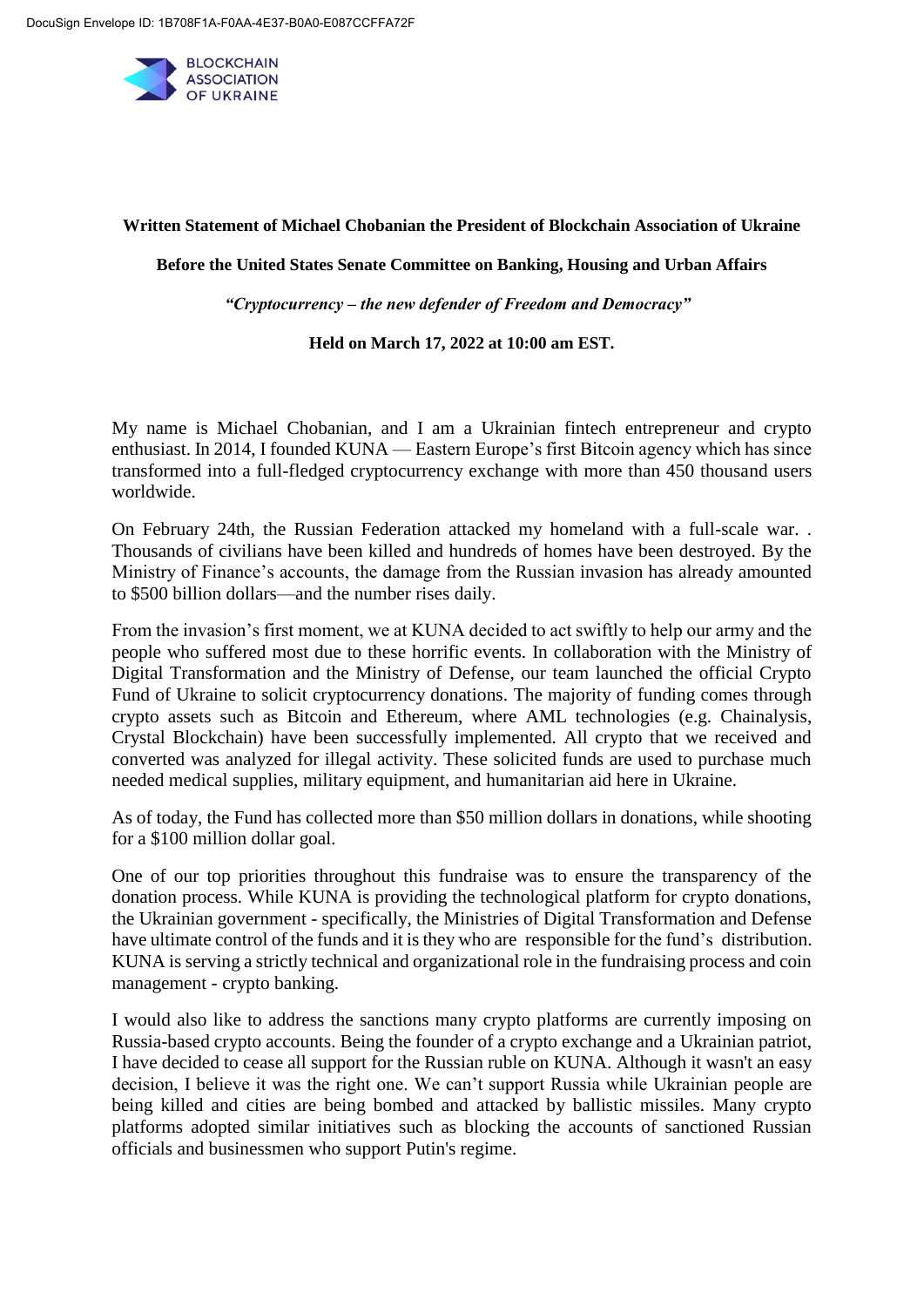DocuSign Envelope ID: 1B708F1A-F0AA-4E37-B0A0-E087CCFFA72F

BLOCKCHAIN ASSOCIATION OF UKRAINE

**Written Statement of Michael Chobanian the President of Blockchain Association of Ukraine**

**Before the United States Senate Committee on Banking, Housing and Urban Affairs**

***"Cryptocurrency – the new defender of Freedom and Democracy"***

**Held on March 17, 2022 at 10:00 am EST.**

My name is Michael Chobanian, and I am a Ukrainian fintech entrepreneur and crypto enthusiast. In 2014, I founded KUNA — Eastern Europe's first Bitcoin agency which has since transformed into a full-fledged cryptocurrency exchange with more than 450 thousand users worldwide.

On February 24th, the Russian Federation attacked my homeland with a full-scale war. . Thousands of civilians have been killed and hundreds of homes have been destroyed. By the Ministry of Finance's accounts, the damage from the Russian invasion has already amounted to $500 billion dollars—and the number rises daily.

From the invasion's first moment, we at KUNA decided to act swiftly to help our army and the people who suffered most due to these horrific events. In collaboration with the Ministry of Digital Transformation and the Ministry of Defense, our team launched the official Crypto Fund of Ukraine to solicit cryptocurrency donations. The majority of funding comes through crypto assets such as Bitcoin and Ethereum, where AML technologies (e.g. Chainalysis, Crystal Blockchain) have been successfully implemented. All crypto that we received and converted was analyzed for illegal activity. These solicited funds are used to purchase much needed medical supplies, military equipment, and humanitarian aid here in Ukraine.

As of today, the Fund has collected more than $50 million dollars in donations, while shooting for a $100 million dollar goal.

One of our top priorities throughout this fundraise was to ensure the transparency of the donation process. While KUNA is providing the technological platform for crypto donations, the Ukrainian government - specifically, the Ministries of Digital Transformation and Defense have ultimate control of the funds and it is they who are responsible for the fund's distribution. KUNA is serving a strictly technical and organizational role in the fundraising process and coin management - crypto banking.

I would also like to address the sanctions many crypto platforms are currently imposing on Russia-based crypto accounts. Being the founder of a crypto exchange and a Ukrainian patriot, I have decided to cease all support for the Russian ruble on KUNA. Although it wasn't an easy decision, I believe it was the right one. We can't support Russia while Ukrainian people are being killed and cities are being bombed and attacked by ballistic missiles. Many crypto platforms adopted similar initiatives such as blocking the accounts of sanctioned Russian officials and businessmen who support Putin's regime.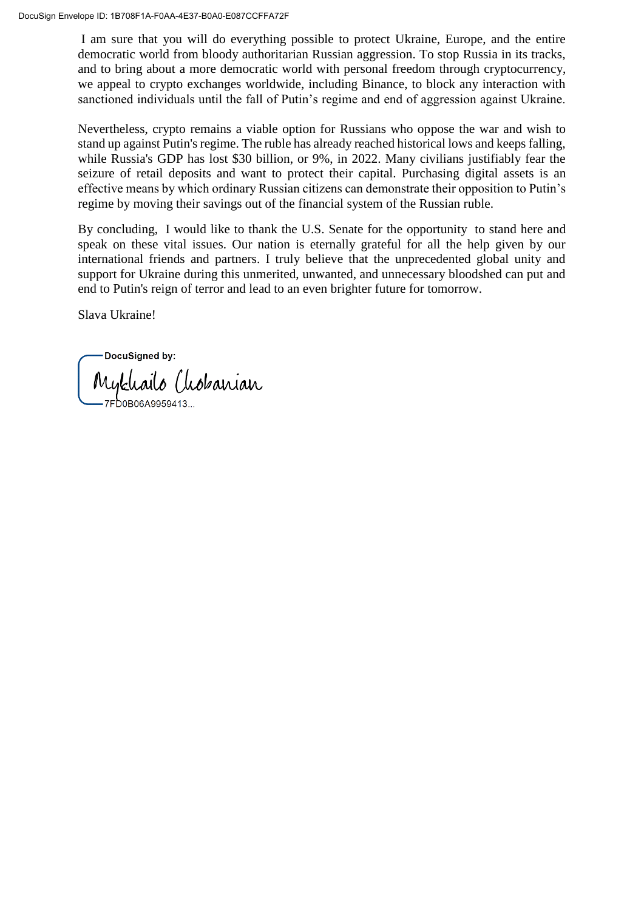I am sure that you will do everything possible to protect Ukraine, Europe, and the entire democratic world from bloody authoritarian Russian aggression. To stop Russia in its tracks, and to bring about a more democratic world with personal freedom through cryptocurrency, we appeal to crypto exchanges worldwide, including Binance, to block any interaction with sanctioned individuals until the fall of Putin's regime and end of aggression against Ukraine.

Nevertheless, crypto remains a viable option for Russians who oppose the war and wish to stand up against Putin's regime. The ruble has already reached historical lows and keeps falling, while Russia's GDP has lost $30 billion, or 9%, in 2022. Many civilians justifiably fear the seizure of retail deposits and want to protect their capital. Purchasing digital assets is an effective means by which ordinary Russian citizens can demonstrate their opposition to Putin's regime by moving their savings out of the financial system of the Russian ruble.

By concluding, I would like to thank the U.S. Senate for the opportunity to stand here and speak on these vital issues. Our nation is eternally grateful for all the help given by our international friends and partners. I truly believe that the unprecedented global unity and support for Ukraine during this unmerited, unwanted, and unnecessary bloodshed can put and end to Putin's reign of terror and lead to an even brighter future for tomorrow.

Slava Ukraine!

DocuSigned by:
Mykhailo Chobanian
7FD0B06A9959413...